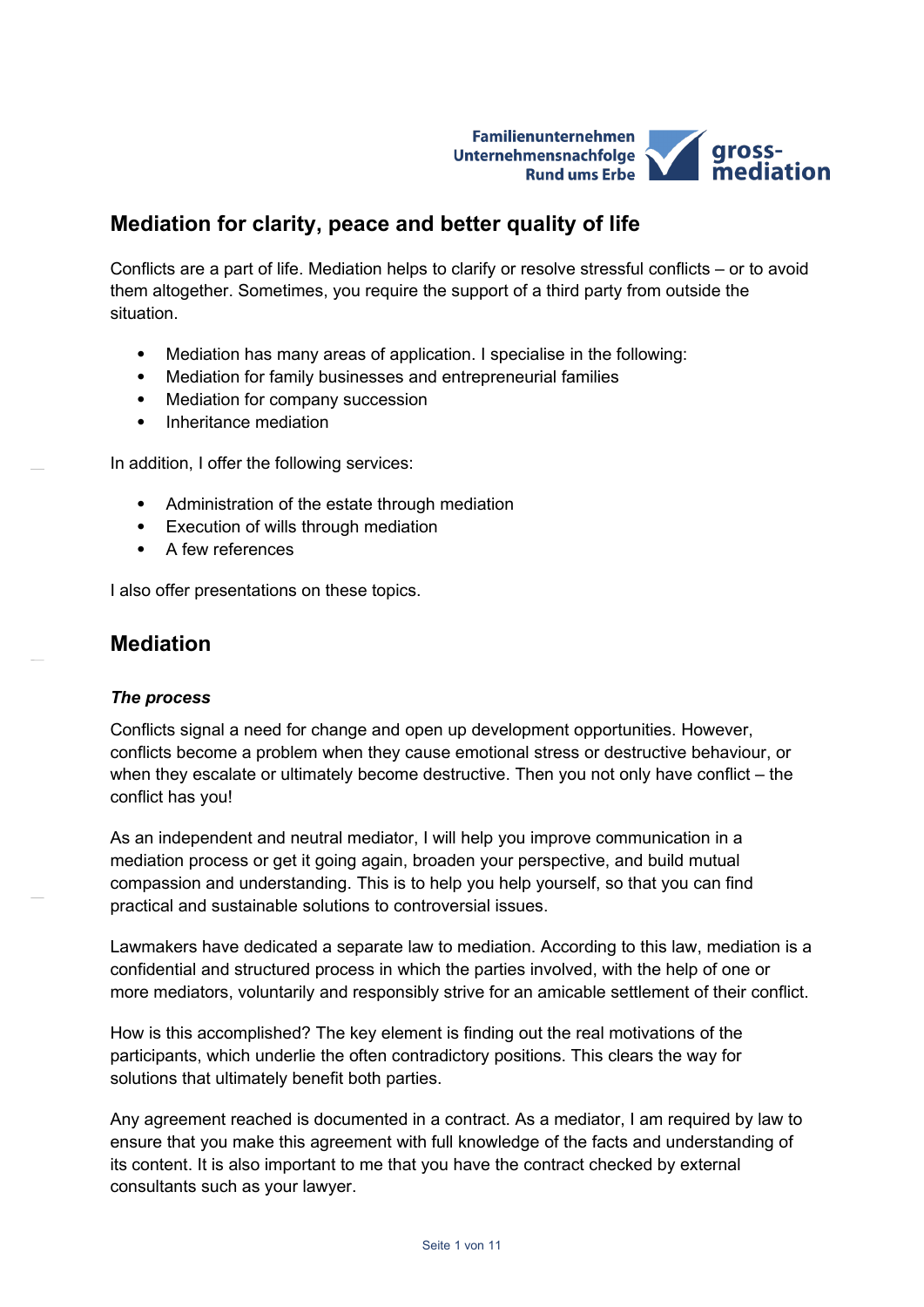Familienunternehmen
Unternehmensnachfolge
Rund ums Erbe

gross-
mediation

## Mediation for clarity, peace and better quality of life

Conflicts are a part of life. Mediation helps to clarify or resolve stressful conflicts – or to avoid them altogether. Sometimes, you require the support of a third party from outside the situation.

- Mediation has many areas of application. I specialise in the following:
- Mediation for family businesses and entrepreneurial families
- Mediation for company succession
- Inheritance mediation

In addition, I offer the following services:

- Administration of the estate through mediation
- Execution of wills through mediation
- A few references

I also offer presentations on these topics.

## Mediation

### *The process*

Conflicts signal a need for change and open up development opportunities. However, conflicts become a problem when they cause emotional stress or destructive behaviour, or when they escalate or ultimately become destructive. Then you not only have conflict – the conflict has you!

As an independent and neutral mediator, I will help you improve communication in a mediation process or get it going again, broaden your perspective, and build mutual compassion and understanding. This is to help you help yourself, so that you can find practical and sustainable solutions to controversial issues.

Lawmakers have dedicated a separate law to mediation. According to this law, mediation is a confidential and structured process in which the parties involved, with the help of one or more mediators, voluntarily and responsibly strive for an amicable settlement of their conflict.

How is this accomplished? The key element is finding out the real motivations of the participants, which underlie the often contradictory positions. This clears the way for solutions that ultimately benefit both parties.

Any agreement reached is documented in a contract. As a mediator, I am required by law to ensure that you make this agreement with full knowledge of the facts and understanding of its content. It is also important to me that you have the contract checked by external consultants such as your lawyer.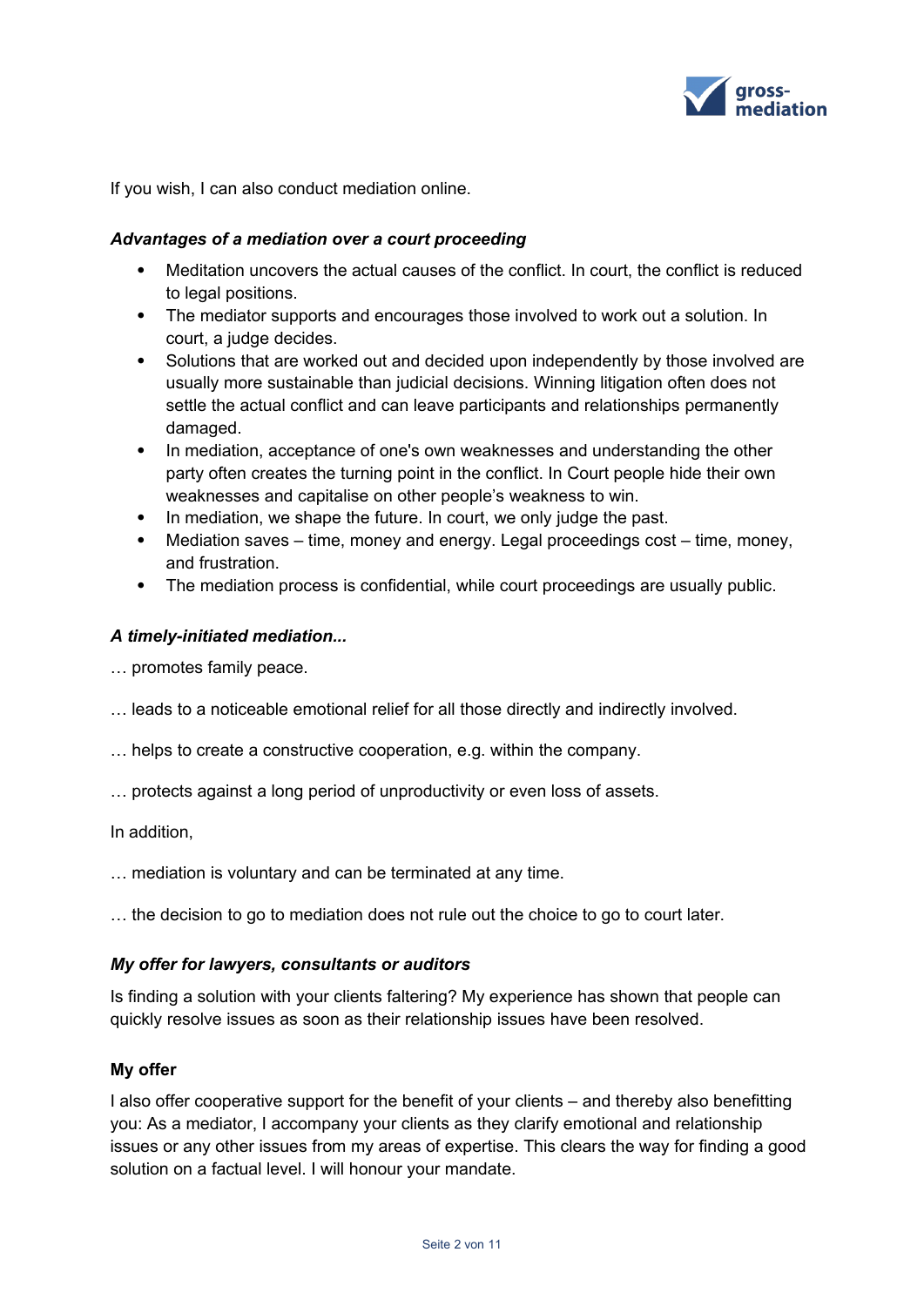If you wish, I can also conduct mediation online.

***Advantages of a mediation over a court proceeding***

- Meditation uncovers the actual causes of the conflict. In court, the conflict is reduced to legal positions.
- The mediator supports and encourages those involved to work out a solution. In court, a judge decides.
- Solutions that are worked out and decided upon independently by those involved are usually more sustainable than judicial decisions. Winning litigation often does not settle the actual conflict and can leave participants and relationships permanently damaged.
- In mediation, acceptance of one's own weaknesses and understanding the other party often creates the turning point in the conflict. In Court people hide their own weaknesses and capitalise on other people's weakness to win.
- In mediation, we shape the future. In court, we only judge the past.
- Mediation saves – time, money and energy. Legal proceedings cost – time, money, and frustration.
- The mediation process is confidential, while court proceedings are usually public.

***A timely-initiated mediation...***

… promotes family peace.

… leads to a noticeable emotional relief for all those directly and indirectly involved.

… helps to create a constructive cooperation, e.g. within the company.

… protects against a long period of unproductivity or even loss of assets.

In addition,

… mediation is voluntary and can be terminated at any time.

… the decision to go to mediation does not rule out the choice to go to court later.

***My offer for lawyers, consultants or auditors***

Is finding a solution with your clients faltering? My experience has shown that people can quickly resolve issues as soon as their relationship issues have been resolved.

**My offer**

I also offer cooperative support for the benefit of your clients – and thereby also benefitting you: As a mediator, I accompany your clients as they clarify emotional and relationship issues or any other issues from my areas of expertise. This clears the way for finding a good solution on a factual level. I will honour your mandate.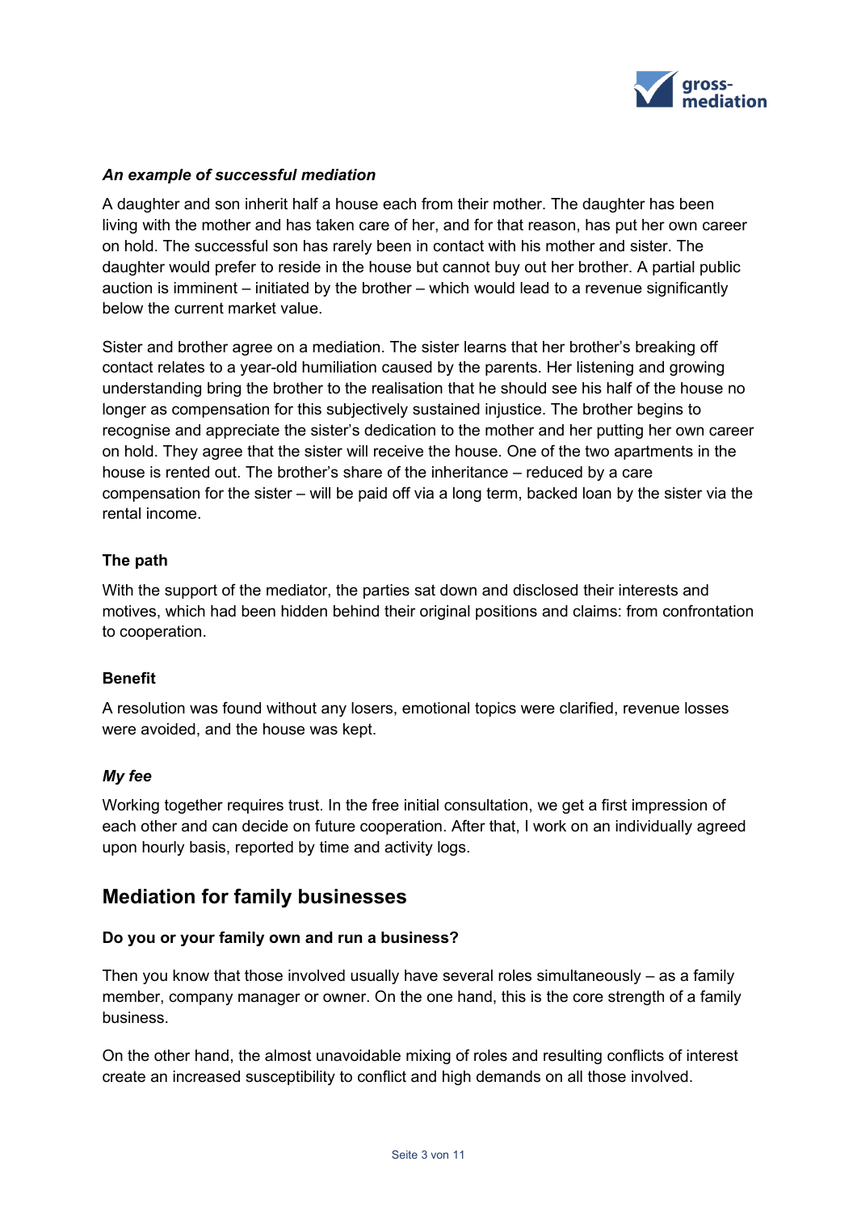***An example of successful mediation***

A daughter and son inherit half a house each from their mother. The daughter has been living with the mother and has taken care of her, and for that reason, has put her own career on hold. The successful son has rarely been in contact with his mother and sister. The daughter would prefer to reside in the house but cannot buy out her brother. A partial public auction is imminent – initiated by the brother – which would lead to a revenue significantly below the current market value.

Sister and brother agree on a mediation. The sister learns that her brother's breaking off contact relates to a year-old humiliation caused by the parents. Her listening and growing understanding bring the brother to the realisation that he should see his half of the house no longer as compensation for this subjectively sustained injustice. The brother begins to recognise and appreciate the sister's dedication to the mother and her putting her own career on hold. They agree that the sister will receive the house. One of the two apartments in the house is rented out. The brother's share of the inheritance – reduced by a care compensation for the sister – will be paid off via a long term, backed loan by the sister via the rental income.

**The path**

With the support of the mediator, the parties sat down and disclosed their interests and motives, which had been hidden behind their original positions and claims: from confrontation to cooperation.

**Benefit**

A resolution was found without any losers, emotional topics were clarified, revenue losses were avoided, and the house was kept.

***My fee***

Working together requires trust. In the free initial consultation, we get a first impression of each other and can decide on future cooperation. After that, I work on an individually agreed upon hourly basis, reported by time and activity logs.

## Mediation for family businesses

**Do you or your family own and run a business?**

Then you know that those involved usually have several roles simultaneously – as a family member, company manager or owner. On the one hand, this is the core strength of a family business.

On the other hand, the almost unavoidable mixing of roles and resulting conflicts of interest create an increased susceptibility to conflict and high demands on all those involved.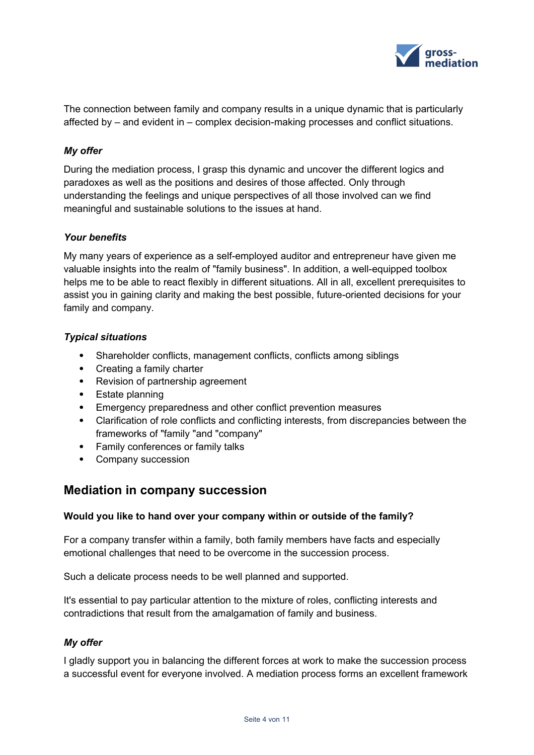The connection between family and company results in a unique dynamic that is particularly affected by – and evident in – complex decision-making processes and conflict situations.

***My offer***

During the mediation process, I grasp this dynamic and uncover the different logics and paradoxes as well as the positions and desires of those affected. Only through understanding the feelings and unique perspectives of all those involved can we find meaningful and sustainable solutions to the issues at hand.

***Your benefits***

My many years of experience as a self-employed auditor and entrepreneur have given me valuable insights into the realm of "family business". In addition, a well-equipped toolbox helps me to be able to react flexibly in different situations. All in all, excellent prerequisites to assist you in gaining clarity and making the best possible, future-oriented decisions for your family and company.

***Typical situations***

- Shareholder conflicts, management conflicts, conflicts among siblings
- Creating a family charter
- Revision of partnership agreement
- Estate planning
- Emergency preparedness and other conflict prevention measures
- Clarification of role conflicts and conflicting interests, from discrepancies between the frameworks of "family "and "company"
- Family conferences or family talks
- Company succession

## Mediation in company succession

**Would you like to hand over your company within or outside of the family?**

For a company transfer within a family, both family members have facts and especially emotional challenges that need to be overcome in the succession process.

Such a delicate process needs to be well planned and supported.

It's essential to pay particular attention to the mixture of roles, conflicting interests and contradictions that result from the amalgamation of family and business.

***My offer***

I gladly support you in balancing the different forces at work to make the succession process a successful event for everyone involved. A mediation process forms an excellent framework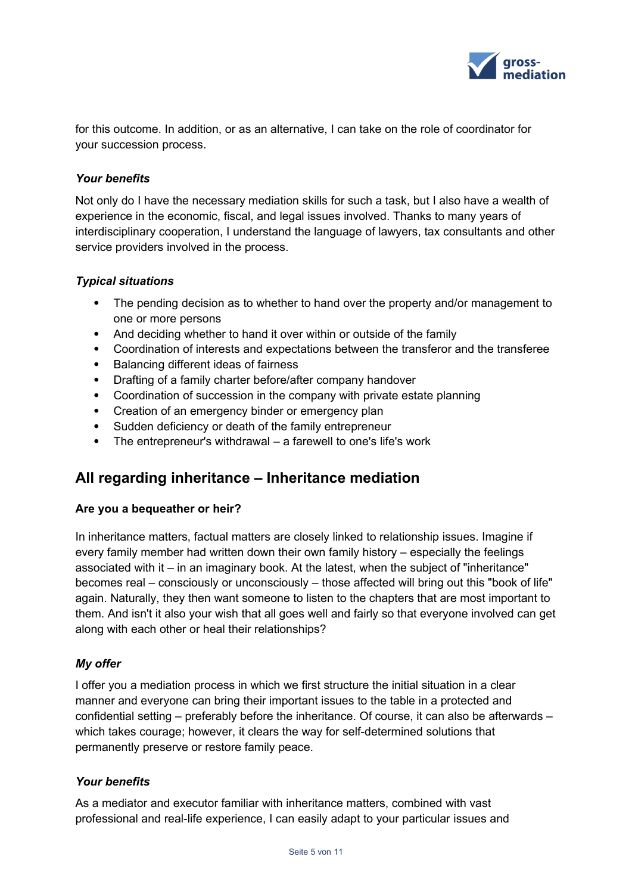for this outcome. In addition, or as an alternative, I can take on the role of coordinator for your succession process.

***Your benefits***

Not only do I have the necessary mediation skills for such a task, but I also have a wealth of experience in the economic, fiscal, and legal issues involved. Thanks to many years of interdisciplinary cooperation, I understand the language of lawyers, tax consultants and other service providers involved in the process.

***Typical situations***

- The pending decision as to whether to hand over the property and/or management to one or more persons
- And deciding whether to hand it over within or outside of the family
- Coordination of interests and expectations between the transferor and the transferee
- Balancing different ideas of fairness
- Drafting of a family charter before/after company handover
- Coordination of succession in the company with private estate planning
- Creation of an emergency binder or emergency plan
- Sudden deficiency or death of the family entrepreneur
- The entrepreneur's withdrawal – a farewell to one's life's work

## All regarding inheritance – Inheritance mediation

**Are you a bequeather or heir?**

In inheritance matters, factual matters are closely linked to relationship issues. Imagine if every family member had written down their own family history – especially the feelings associated with it – in an imaginary book. At the latest, when the subject of "inheritance" becomes real – consciously or unconsciously – those affected will bring out this "book of life" again. Naturally, they then want someone to listen to the chapters that are most important to them. And isn't it also your wish that all goes well and fairly so that everyone involved can get along with each other or heal their relationships?

***My offer***

I offer you a mediation process in which we first structure the initial situation in a clear manner and everyone can bring their important issues to the table in a protected and confidential setting – preferably before the inheritance. Of course, it can also be afterwards – which takes courage; however, it clears the way for self-determined solutions that permanently preserve or restore family peace.

***Your benefits***

As a mediator and executor familiar with inheritance matters, combined with vast professional and real-life experience, I can easily adapt to your particular issues and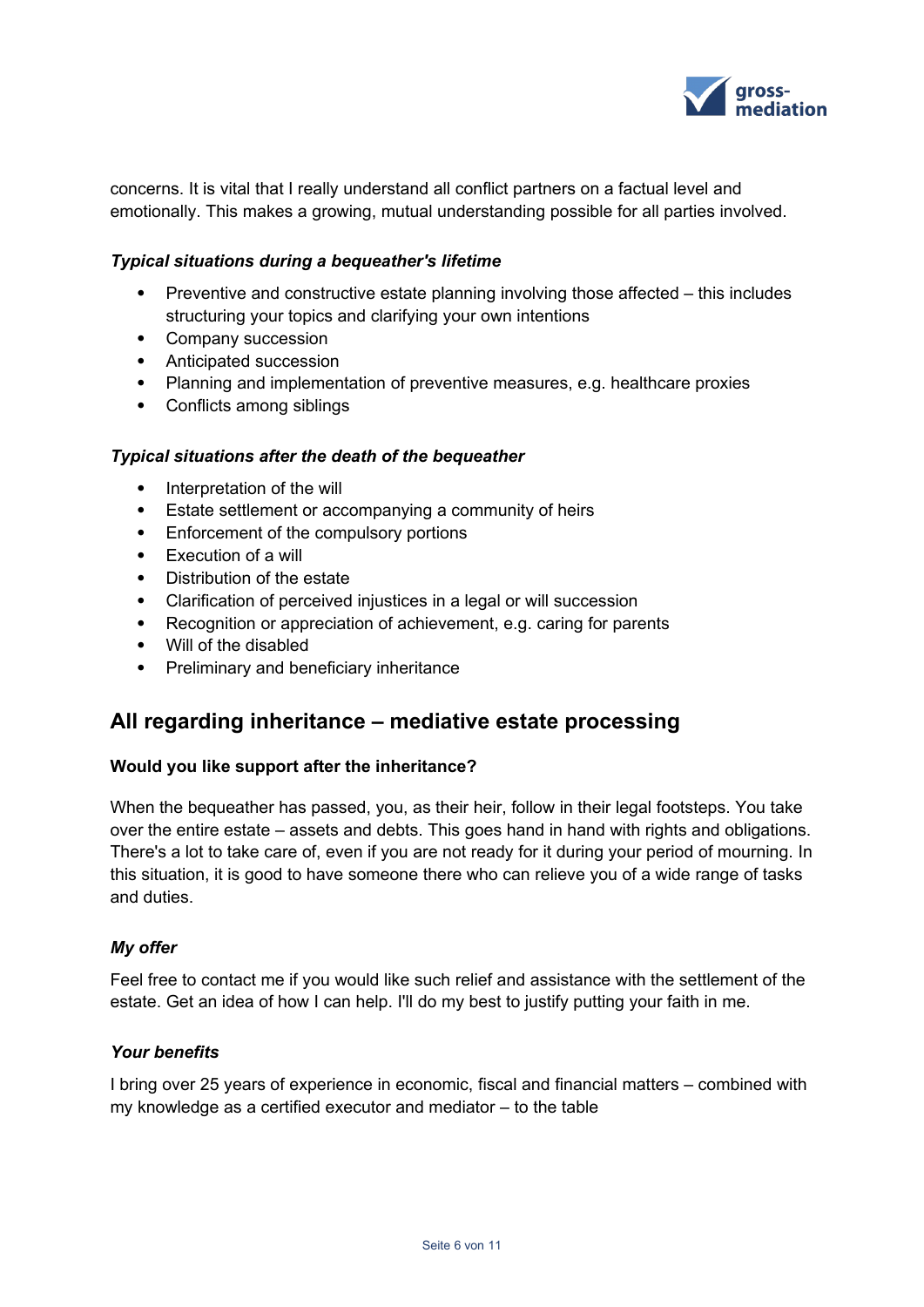concerns. It is vital that I really understand all conflict partners on a factual level and emotionally. This makes a growing, mutual understanding possible for all parties involved.

***Typical situations during a bequeather's lifetime***

- Preventive and constructive estate planning involving those affected – this includes structuring your topics and clarifying your own intentions
- Company succession
- Anticipated succession
- Planning and implementation of preventive measures, e.g. healthcare proxies
- Conflicts among siblings

***Typical situations after the death of the bequeather***

- Interpretation of the will
- Estate settlement or accompanying a community of heirs
- Enforcement of the compulsory portions
- Execution of a will
- Distribution of the estate
- Clarification of perceived injustices in a legal or will succession
- Recognition or appreciation of achievement, e.g. caring for parents
- Will of the disabled
- Preliminary and beneficiary inheritance

## All regarding inheritance – mediative estate processing

**Would you like support after the inheritance?**

When the bequeather has passed, you, as their heir, follow in their legal footsteps. You take over the entire estate – assets and debts. This goes hand in hand with rights and obligations. There's a lot to take care of, even if you are not ready for it during your period of mourning. In this situation, it is good to have someone there who can relieve you of a wide range of tasks and duties.

***My offer***

Feel free to contact me if you would like such relief and assistance with the settlement of the estate. Get an idea of how I can help. I'll do my best to justify putting your faith in me.

***Your benefits***

I bring over 25 years of experience in economic, fiscal and financial matters – combined with my knowledge as a certified executor and mediator – to the table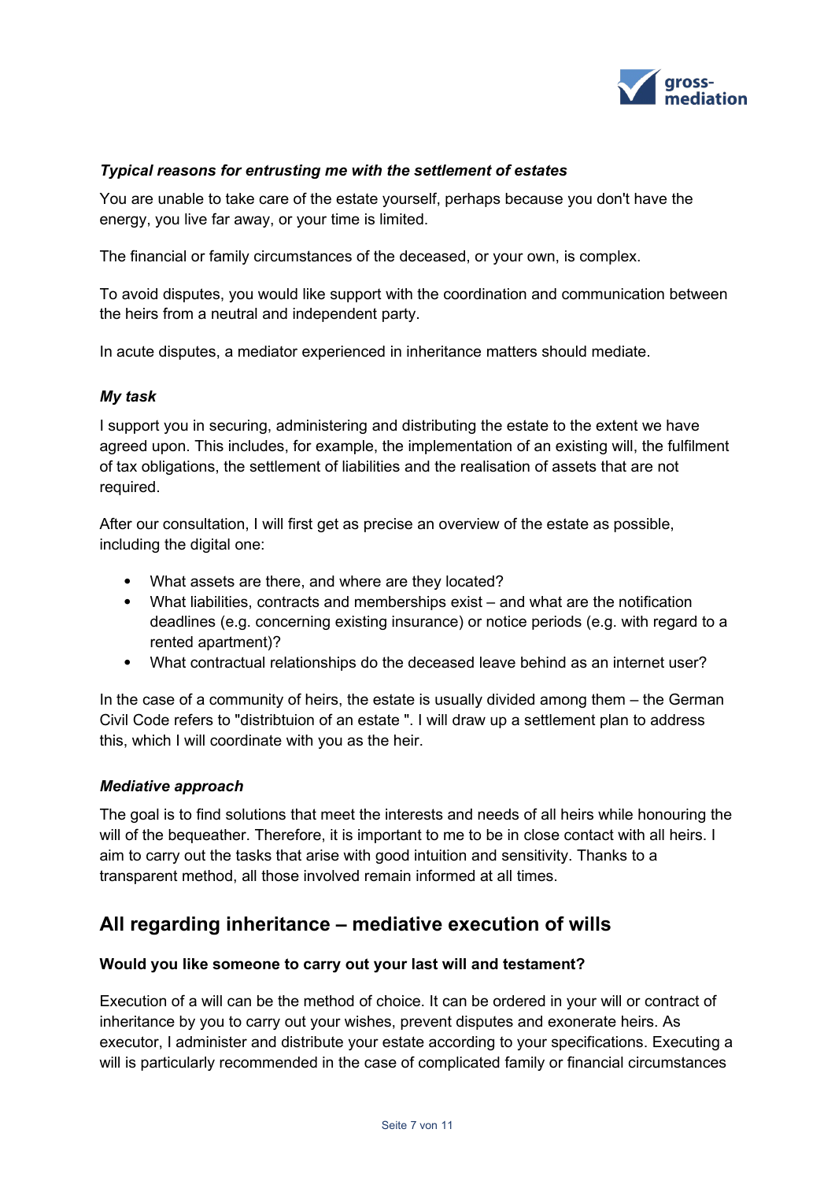***Typical reasons for entrusting me with the settlement of estates***

You are unable to take care of the estate yourself, perhaps because you don't have the energy, you live far away, or your time is limited.

The financial or family circumstances of the deceased, or your own, is complex.

To avoid disputes, you would like support with the coordination and communication between the heirs from a neutral and independent party.

In acute disputes, a mediator experienced in inheritance matters should mediate.

***My task***

I support you in securing, administering and distributing the estate to the extent we have agreed upon. This includes, for example, the implementation of an existing will, the fulfilment of tax obligations, the settlement of liabilities and the realisation of assets that are not required.

After our consultation, I will first get as precise an overview of the estate as possible, including the digital one:

- What assets are there, and where are they located?
- What liabilities, contracts and memberships exist – and what are the notification deadlines (e.g. concerning existing insurance) or notice periods (e.g. with regard to a rented apartment)?
- What contractual relationships do the deceased leave behind as an internet user?

In the case of a community of heirs, the estate is usually divided among them – the German Civil Code refers to "distribtuion of an estate ". I will draw up a settlement plan to address this, which I will coordinate with you as the heir.

***Mediative approach***

The goal is to find solutions that meet the interests and needs of all heirs while honouring the will of the bequeather. Therefore, it is important to me to be in close contact with all heirs. I aim to carry out the tasks that arise with good intuition and sensitivity. Thanks to a transparent method, all those involved remain informed at all times.

## All regarding inheritance – mediative execution of wills

**Would you like someone to carry out your last will and testament?**

Execution of a will can be the method of choice. It can be ordered in your will or contract of inheritance by you to carry out your wishes, prevent disputes and exonerate heirs. As executor, I administer and distribute your estate according to your specifications. Executing a will is particularly recommended in the case of complicated family or financial circumstances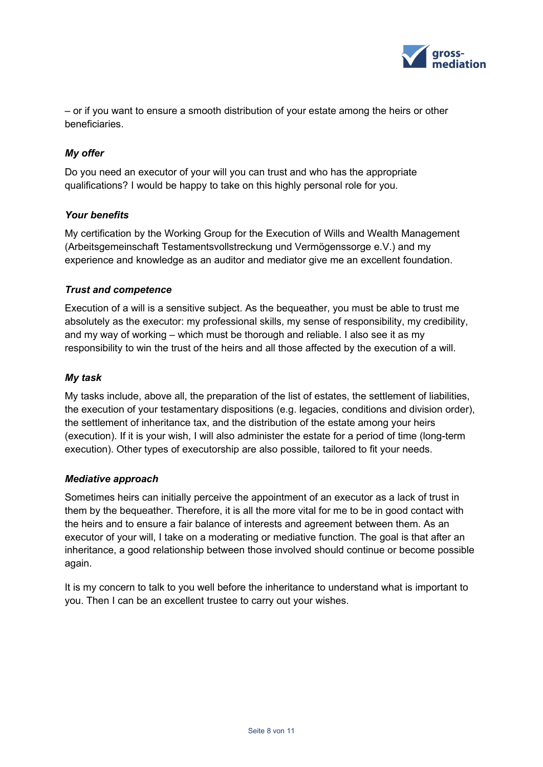– or if you want to ensure a smooth distribution of your estate among the heirs or other beneficiaries.

### *My offer*

Do you need an executor of your will you can trust and who has the appropriate qualifications? I would be happy to take on this highly personal role for you.

### *Your benefits*

My certification by the Working Group for the Execution of Wills and Wealth Management (Arbeitsgemeinschaft Testamentsvollstreckung und Vermögenssorge e.V.) and my experience and knowledge as an auditor and mediator give me an excellent foundation.

### *Trust and competence*

Execution of a will is a sensitive subject. As the bequeather, you must be able to trust me absolutely as the executor: my professional skills, my sense of responsibility, my credibility, and my way of working – which must be thorough and reliable. I also see it as my responsibility to win the trust of the heirs and all those affected by the execution of a will.

### *My task*

My tasks include, above all, the preparation of the list of estates, the settlement of liabilities, the execution of your testamentary dispositions (e.g. legacies, conditions and division order), the settlement of inheritance tax, and the distribution of the estate among your heirs (execution). If it is your wish, I will also administer the estate for a period of time (long-term execution). Other types of executorship are also possible, tailored to fit your needs.

### *Mediative approach*

Sometimes heirs can initially perceive the appointment of an executor as a lack of trust in them by the bequeather. Therefore, it is all the more vital for me to be in good contact with the heirs and to ensure a fair balance of interests and agreement between them. As an executor of your will, I take on a moderating or mediative function. The goal is that after an inheritance, a good relationship between those involved should continue or become possible again.

It is my concern to talk to you well before the inheritance to understand what is important to you. Then I can be an excellent trustee to carry out your wishes.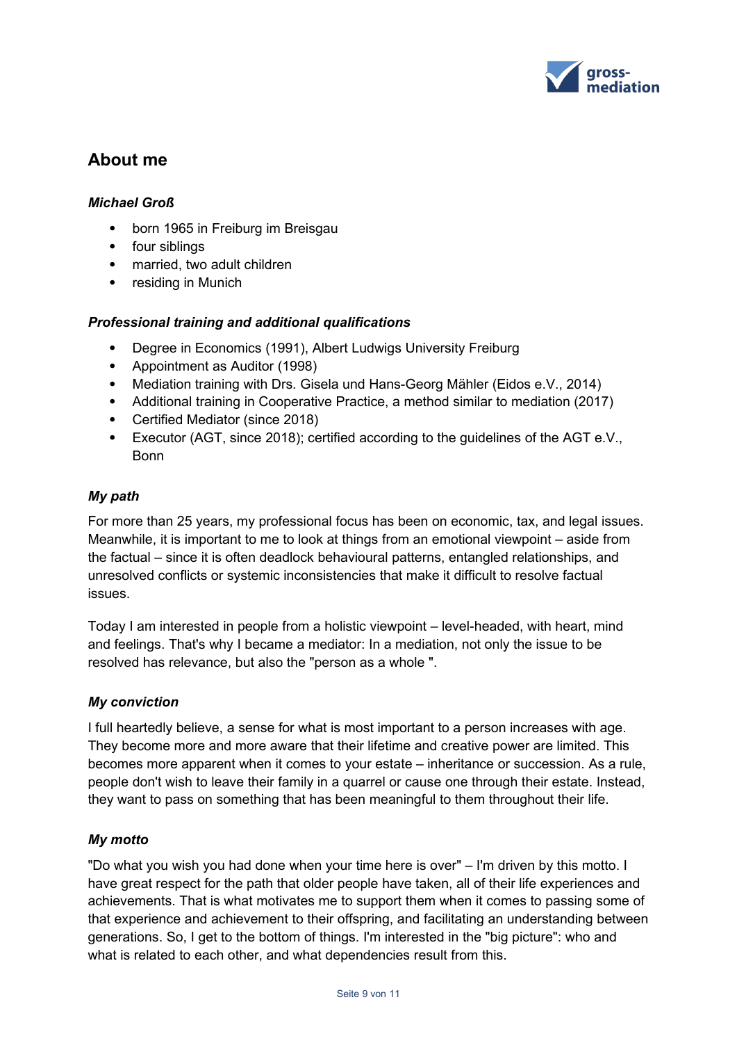## About me

### *Michael Groß*

- born 1965 in Freiburg im Breisgau
- four siblings
- married, two adult children
- residing in Munich

### *Professional training and additional qualifications*

- Degree in Economics (1991), Albert Ludwigs University Freiburg
- Appointment as Auditor (1998)
- Mediation training with Drs. Gisela und Hans-Georg Mähler (Eidos e.V., 2014)
- Additional training in Cooperative Practice, a method similar to mediation (2017)
- Certified Mediator (since 2018)
- Executor (AGT, since 2018); certified according to the guidelines of the AGT e.V., Bonn

### *My path*

For more than 25 years, my professional focus has been on economic, tax, and legal issues. Meanwhile, it is important to me to look at things from an emotional viewpoint – aside from the factual – since it is often deadlock behavioural patterns, entangled relationships, and unresolved conflicts or systemic inconsistencies that make it difficult to resolve factual issues.

Today I am interested in people from a holistic viewpoint – level-headed, with heart, mind and feelings. That's why I became a mediator: In a mediation, not only the issue to be resolved has relevance, but also the "person as a whole ".

### *My conviction*

I full heartedly believe, a sense for what is most important to a person increases with age. They become more and more aware that their lifetime and creative power are limited. This becomes more apparent when it comes to your estate – inheritance or succession. As a rule, people don't wish to leave their family in a quarrel or cause one through their estate. Instead, they want to pass on something that has been meaningful to them throughout their life.

### *My motto*

"Do what you wish you had done when your time here is over" – I'm driven by this motto. I have great respect for the path that older people have taken, all of their life experiences and achievements. That is what motivates me to support them when it comes to passing some of that experience and achievement to their offspring, and facilitating an understanding between generations. So, I get to the bottom of things. I'm interested in the "big picture": who and what is related to each other, and what dependencies result from this.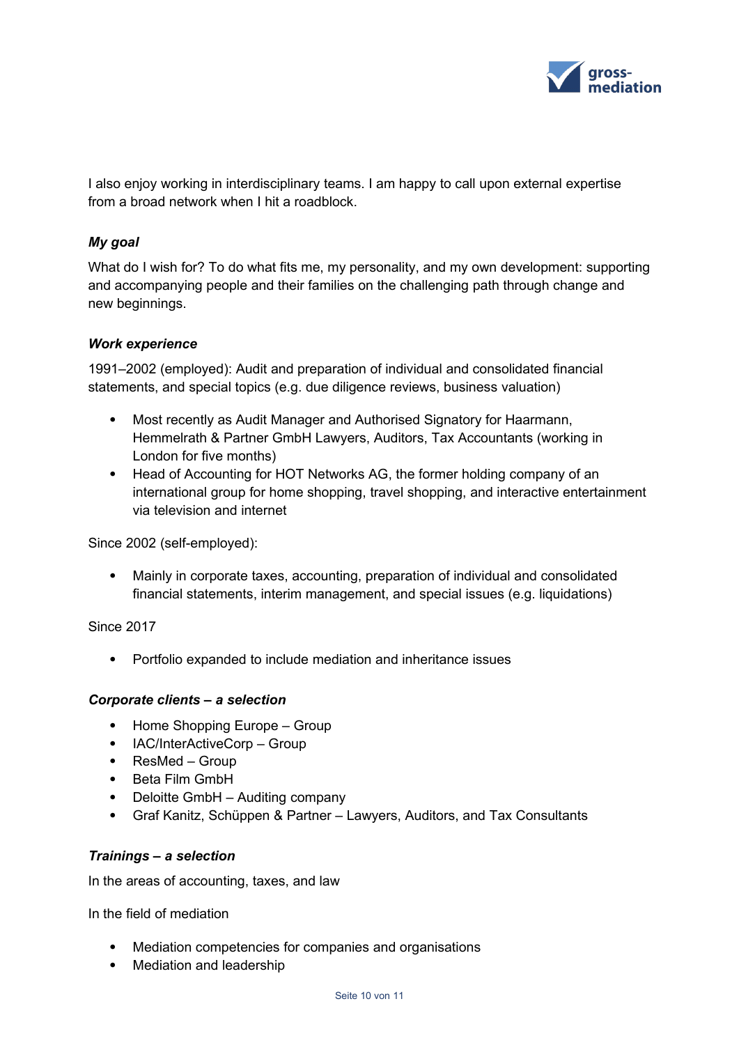I also enjoy working in interdisciplinary teams. I am happy to call upon external expertise from a broad network when I hit a roadblock.

***My goal***

What do I wish for? To do what fits me, my personality, and my own development: supporting and accompanying people and their families on the challenging path through change and new beginnings.

***Work experience***

1991–2002 (employed): Audit and preparation of individual and consolidated financial statements, and special topics (e.g. due diligence reviews, business valuation)

- Most recently as Audit Manager and Authorised Signatory for Haarmann, Hemmelrath & Partner GmbH Lawyers, Auditors, Tax Accountants (working in London for five months)
- Head of Accounting for HOT Networks AG, the former holding company of an international group for home shopping, travel shopping, and interactive entertainment via television and internet

Since 2002 (self-employed):

- Mainly in corporate taxes, accounting, preparation of individual and consolidated financial statements, interim management, and special issues (e.g. liquidations)

Since 2017

- Portfolio expanded to include mediation and inheritance issues

***Corporate clients – a selection***

- Home Shopping Europe – Group
- IAC/InterActiveCorp – Group
- ResMed – Group
- Beta Film GmbH
- Deloitte GmbH – Auditing company
- Graf Kanitz, Schüppen & Partner – Lawyers, Auditors, and Tax Consultants

***Trainings – a selection***

In the areas of accounting, taxes, and law

In the field of mediation

- Mediation competencies for companies and organisations
- Mediation and leadership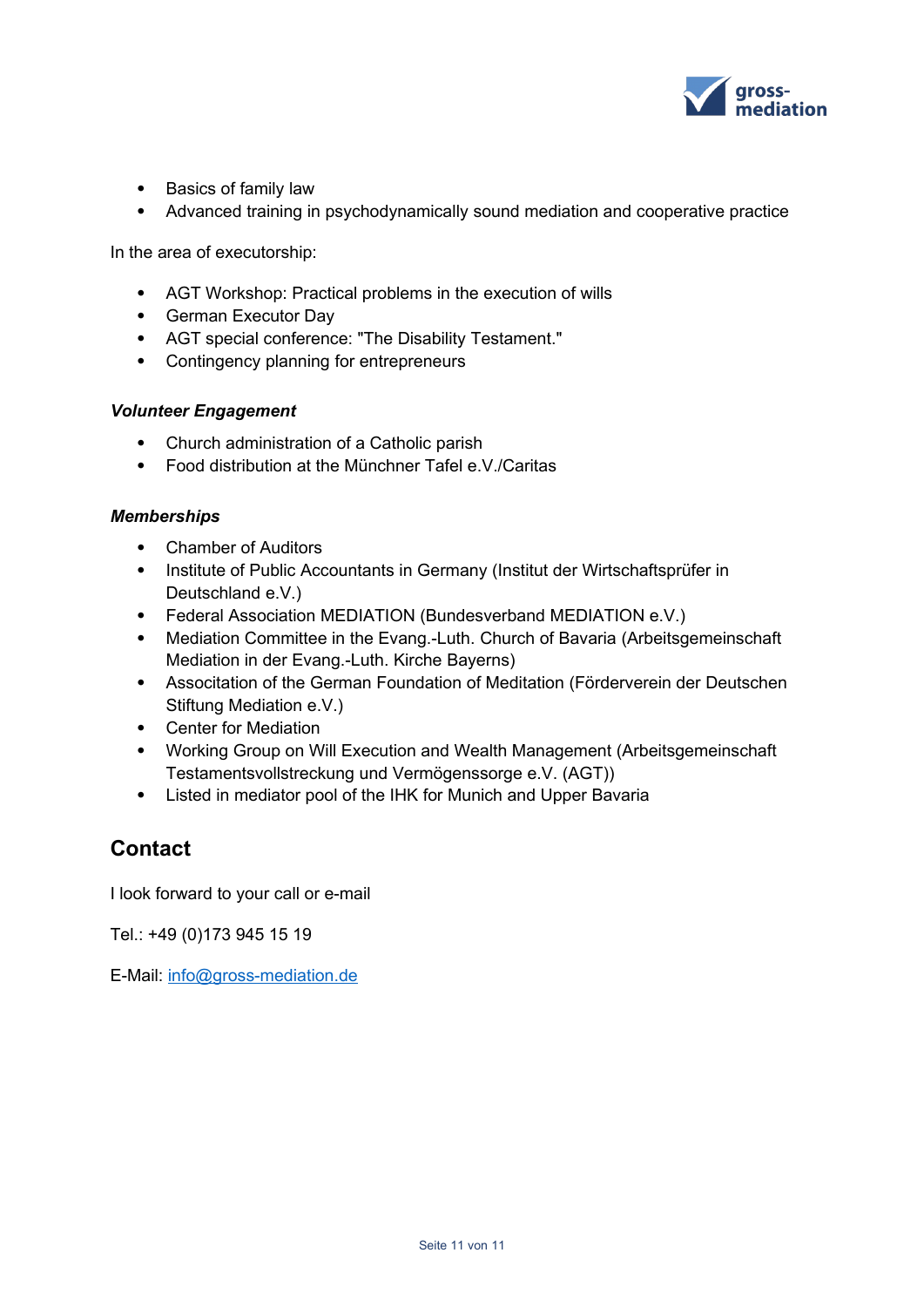- Basics of family law
- Advanced training in psychodynamically sound mediation and cooperative practice

In the area of executorship:

- AGT Workshop: Practical problems in the execution of wills
- German Executor Day
- AGT special conference: "The Disability Testament."
- Contingency planning for entrepreneurs

***Volunteer Engagement***

- Church administration of a Catholic parish
- Food distribution at the Münchner Tafel e.V./Caritas

***Memberships***

- Chamber of Auditors
- Institute of Public Accountants in Germany (Institut der Wirtschaftsprüfer in Deutschland e.V.)
- Federal Association MEDIATION (Bundesverband MEDIATION e.V.)
- Mediation Committee in the Evang.-Luth. Church of Bavaria (Arbeitsgemeinschaft Mediation in der Evang.-Luth. Kirche Bayerns)
- Associtation of the German Foundation of Meditation (Förderverein der Deutschen Stiftung Mediation e.V.)
- Center for Mediation
- Working Group on Will Execution and Wealth Management (Arbeitsgemeinschaft Testamentsvollstreckung und Vermögenssorge e.V. (AGT))
- Listed in mediator pool of the IHK for Munich and Upper Bavaria

## Contact

I look forward to your call or e-mail

Tel.: +49 (0)173 945 15 19

E-Mail: [info@gross-mediation.de](mailto:info@gross-mediation.de)